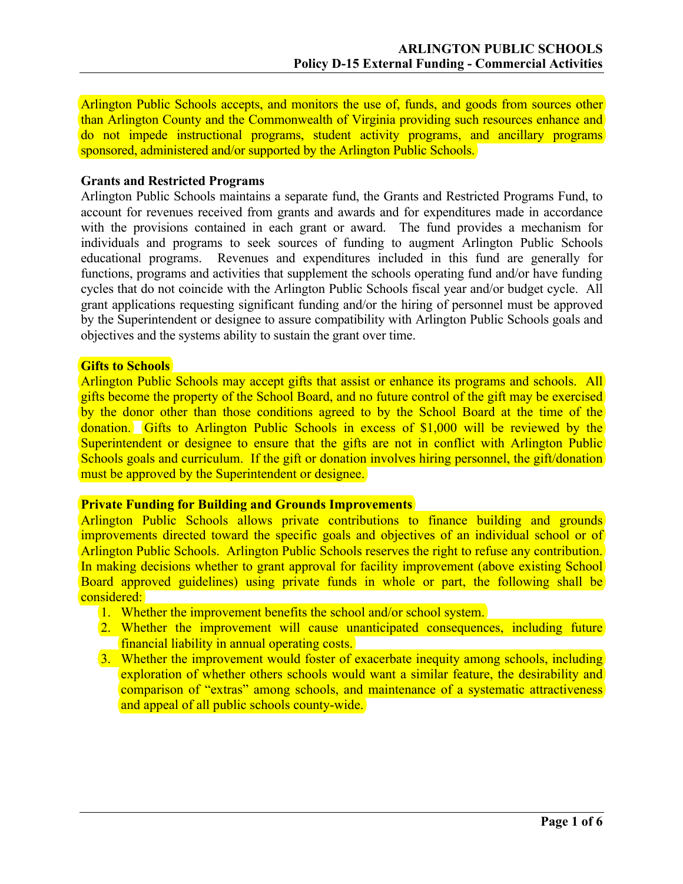Arlington Public Schools accepts, and monitors the use of, funds, and goods from sources other than Arlington County and the Commonwealth of Virginia providing such resources enhance and do not impede instructional programs, student activity programs, and ancillary programs sponsored, administered and/or supported by the Arlington Public Schools.

**Grants and Restricted Programs**

Arlington Public Schools maintains a separate fund, the Grants and Restricted Programs Fund, to account for revenues received from grants and awards and for expenditures made in accordance with the provisions contained in each grant or award. The fund provides a mechanism for individuals and programs to seek sources of funding to augment Arlington Public Schools educational programs. Revenues and expenditures included in this fund are generally for functions, programs and activities that supplement the schools operating fund and/or have funding cycles that do not coincide with the Arlington Public Schools fiscal year and/or budget cycle. All grant applications requesting significant funding and/or the hiring of personnel must be approved by the Superintendent or designee to assure compatibility with Arlington Public Schools goals and objectives and the systems ability to sustain the grant over time.

**Gifts to Schools**

Arlington Public Schools may accept gifts that assist or enhance its programs and schools. All gifts become the property of the School Board, and no future control of the gift may be exercised by the donor other than those conditions agreed to by the School Board at the time of the donation. Gifts to Arlington Public Schools in excess of $1,000 will be reviewed by the Superintendent or designee to ensure that the gifts are not in conflict with Arlington Public Schools goals and curriculum. If the gift or donation involves hiring personnel, the gift/donation must be approved by the Superintendent or designee.

**Private Funding for Building and Grounds Improvements**

Arlington Public Schools allows private contributions to finance building and grounds improvements directed toward the specific goals and objectives of an individual school or of Arlington Public Schools. Arlington Public Schools reserves the right to refuse any contribution. In making decisions whether to grant approval for facility improvement (above existing School Board approved guidelines) using private funds in whole or part, the following shall be considered:

1. Whether the improvement benefits the school and/or school system.
2. Whether the improvement will cause unanticipated consequences, including future financial liability in annual operating costs.
3. Whether the improvement would foster of exacerbate inequity among schools, including exploration of whether others schools would want a similar feature, the desirability and comparison of “extras” among schools, and maintenance of a systematic attractiveness and appeal of all public schools county-wide.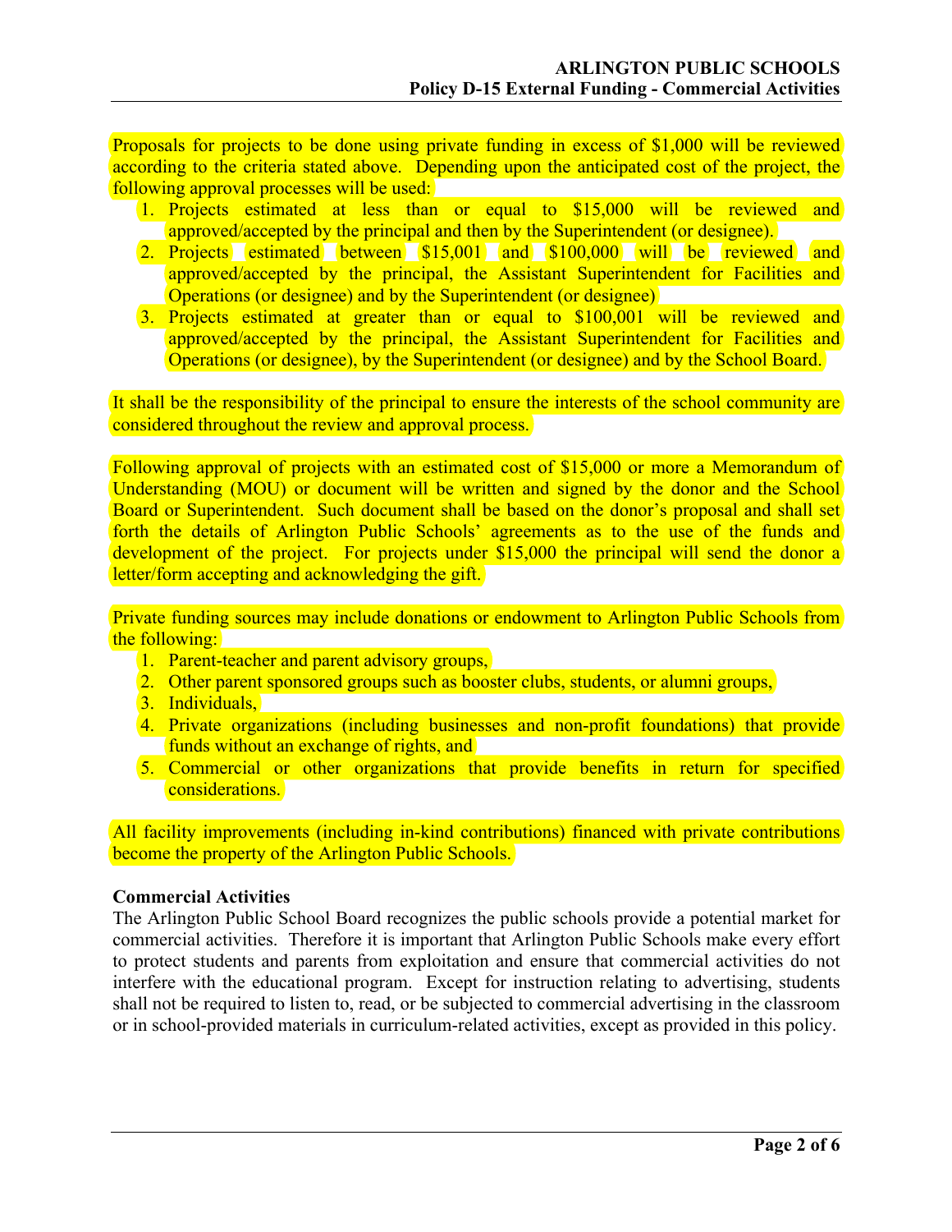Proposals for projects to be done using private funding in excess of $1,000 will be reviewed according to the criteria stated above. Depending upon the anticipated cost of the project, the following approval processes will be used:

1. Projects estimated at less than or equal to $15,000 will be reviewed and approved/accepted by the principal and then by the Superintendent (or designee).
2. Projects estimated between $15,001 and $100,000 will be reviewed and approved/accepted by the principal, the Assistant Superintendent for Facilities and Operations (or designee) and by the Superintendent (or designee)
3. Projects estimated at greater than or equal to $100,001 will be reviewed and approved/accepted by the principal, the Assistant Superintendent for Facilities and Operations (or designee), by the Superintendent (or designee) and by the School Board.

It shall be the responsibility of the principal to ensure the interests of the school community are considered throughout the review and approval process.

Following approval of projects with an estimated cost of $15,000 or more a Memorandum of Understanding (MOU) or document will be written and signed by the donor and the School Board or Superintendent. Such document shall be based on the donor's proposal and shall set forth the details of Arlington Public Schools' agreements as to the use of the funds and development of the project. For projects under $15,000 the principal will send the donor a letter/form accepting and acknowledging the gift.

Private funding sources may include donations or endowment to Arlington Public Schools from the following:

1. Parent-teacher and parent advisory groups,
2. Other parent sponsored groups such as booster clubs, students, or alumni groups,
3. Individuals,
4. Private organizations (including businesses and non-profit foundations) that provide funds without an exchange of rights, and
5. Commercial or other organizations that provide benefits in return for specified considerations.

All facility improvements (including in-kind contributions) financed with private contributions become the property of the Arlington Public Schools.

**Commercial Activities**

The Arlington Public School Board recognizes the public schools provide a potential market for commercial activities. Therefore it is important that Arlington Public Schools make every effort to protect students and parents from exploitation and ensure that commercial activities do not interfere with the educational program. Except for instruction relating to advertising, students shall not be required to listen to, read, or be subjected to commercial advertising in the classroom or in school-provided materials in curriculum-related activities, except as provided in this policy.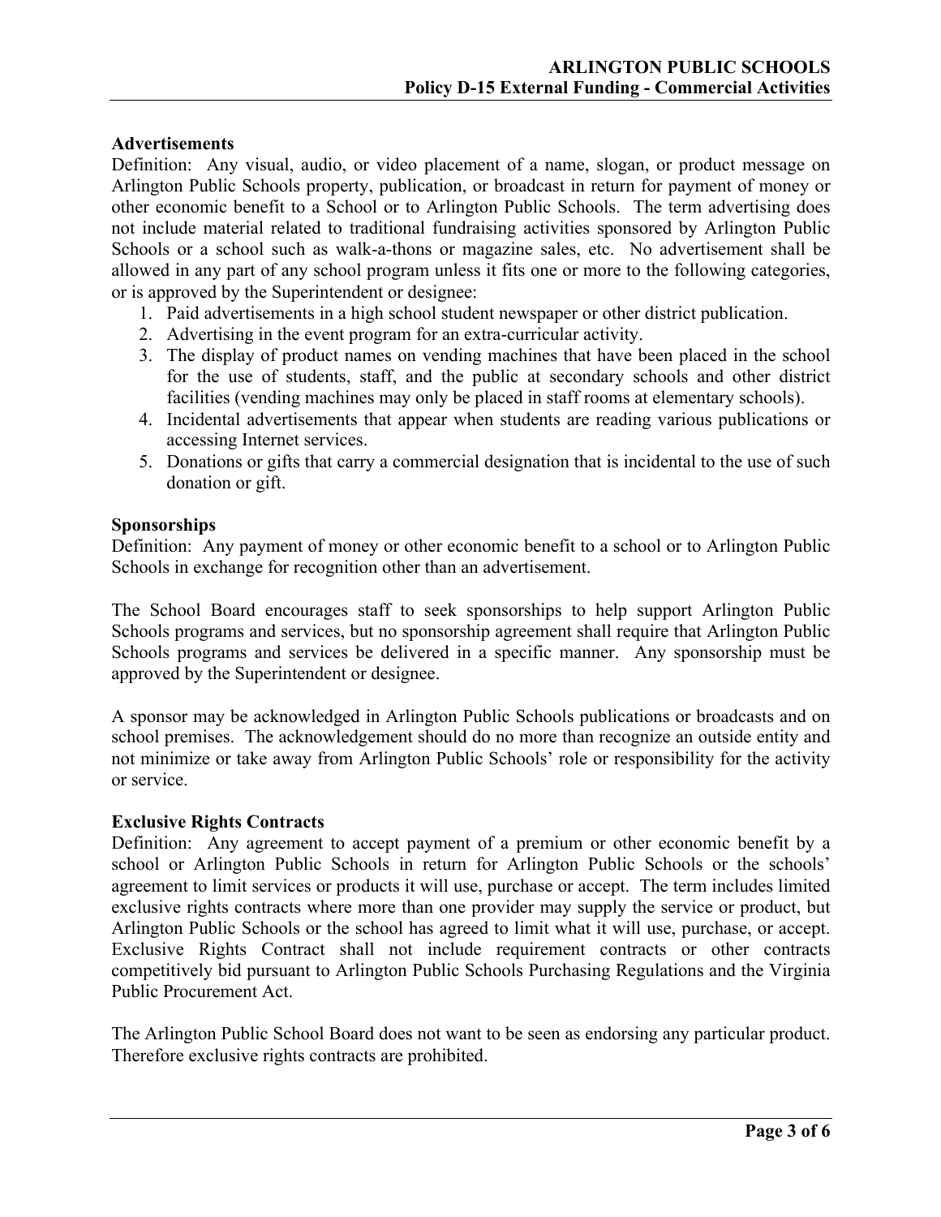**Advertisements**

Definition: Any visual, audio, or video placement of a name, slogan, or product message on Arlington Public Schools property, publication, or broadcast in return for payment of money or other economic benefit to a School or to Arlington Public Schools. The term advertising does not include material related to traditional fundraising activities sponsored by Arlington Public Schools or a school such as walk-a-thons or magazine sales, etc. No advertisement shall be allowed in any part of any school program unless it fits one or more to the following categories, or is approved by the Superintendent or designee:

1. Paid advertisements in a high school student newspaper or other district publication.
2. Advertising in the event program for an extra-curricular activity.
3. The display of product names on vending machines that have been placed in the school for the use of students, staff, and the public at secondary schools and other district facilities (vending machines may only be placed in staff rooms at elementary schools).
4. Incidental advertisements that appear when students are reading various publications or accessing Internet services.
5. Donations or gifts that carry a commercial designation that is incidental to the use of such donation or gift.

**Sponsorships**

Definition: Any payment of money or other economic benefit to a school or to Arlington Public Schools in exchange for recognition other than an advertisement.

The School Board encourages staff to seek sponsorships to help support Arlington Public Schools programs and services, but no sponsorship agreement shall require that Arlington Public Schools programs and services be delivered in a specific manner. Any sponsorship must be approved by the Superintendent or designee.

A sponsor may be acknowledged in Arlington Public Schools publications or broadcasts and on school premises. The acknowledgement should do no more than recognize an outside entity and not minimize or take away from Arlington Public Schools' role or responsibility for the activity or service.

**Exclusive Rights Contracts**

Definition: Any agreement to accept payment of a premium or other economic benefit by a school or Arlington Public Schools in return for Arlington Public Schools or the schools' agreement to limit services or products it will use, purchase or accept. The term includes limited exclusive rights contracts where more than one provider may supply the service or product, but Arlington Public Schools or the school has agreed to limit what it will use, purchase, or accept. Exclusive Rights Contract shall not include requirement contracts or other contracts competitively bid pursuant to Arlington Public Schools Purchasing Regulations and the Virginia Public Procurement Act.

The Arlington Public School Board does not want to be seen as endorsing any particular product. Therefore exclusive rights contracts are prohibited.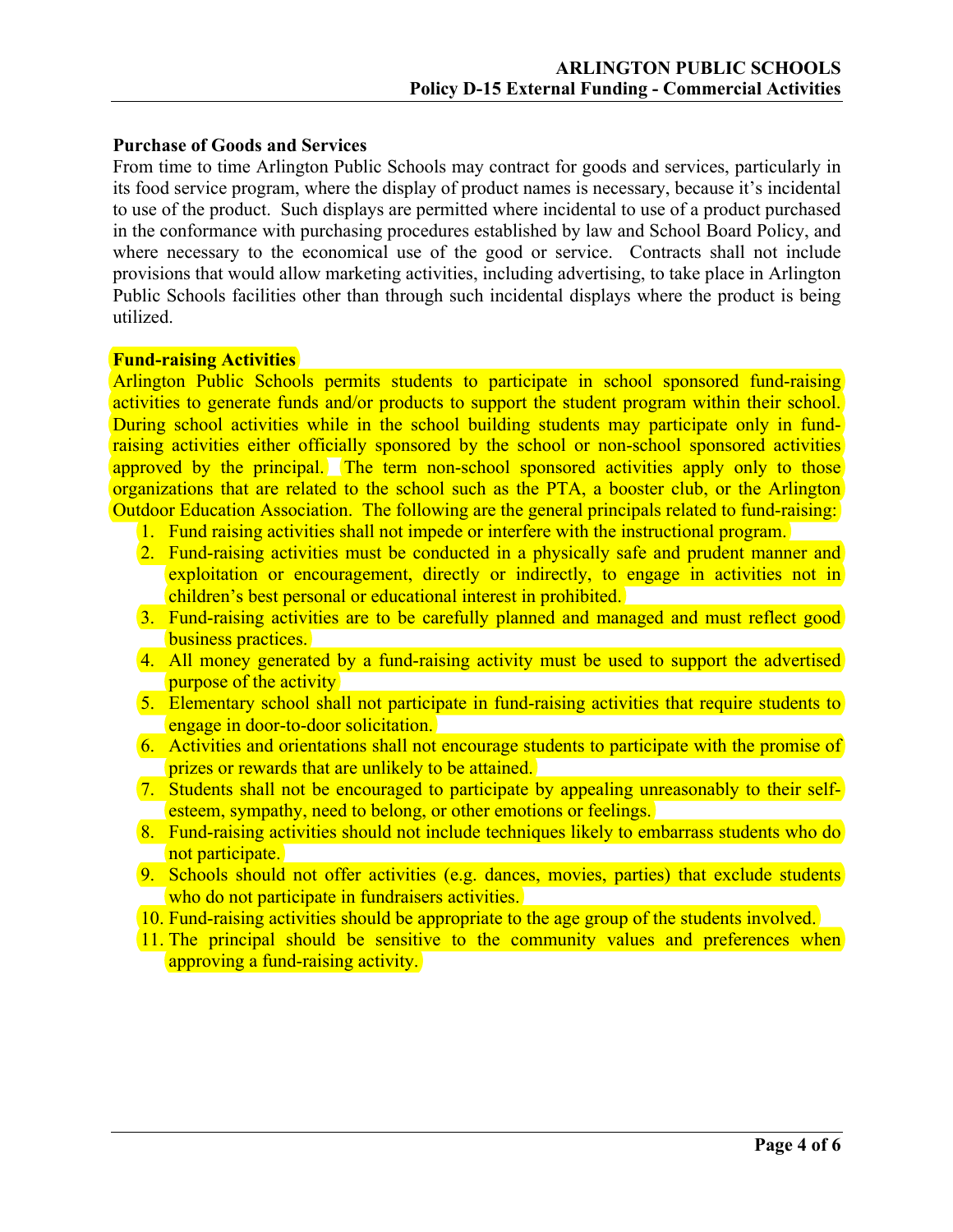**Purchase of Goods and Services**

From time to time Arlington Public Schools may contract for goods and services, particularly in its food service program, where the display of product names is necessary, because it's incidental to use of the product. Such displays are permitted where incidental to use of a product purchased in the conformance with purchasing procedures established by law and School Board Policy, and where necessary to the economical use of the good or service. Contracts shall not include provisions that would allow marketing activities, including advertising, to take place in Arlington Public Schools facilities other than through such incidental displays where the product is being utilized.

**Fund-raising Activities**

Arlington Public Schools permits students to participate in school sponsored fund-raising activities to generate funds and/or products to support the student program within their school. During school activities while in the school building students may participate only in fund-raising activities either officially sponsored by the school or non-school sponsored activities approved by the principal. The term non-school sponsored activities apply only to those organizations that are related to the school such as the PTA, a booster club, or the Arlington Outdoor Education Association. The following are the general principals related to fund-raising:

1. Fund raising activities shall not impede or interfere with the instructional program.
2. Fund-raising activities must be conducted in a physically safe and prudent manner and exploitation or encouragement, directly or indirectly, to engage in activities not in children's best personal or educational interest in prohibited.
3. Fund-raising activities are to be carefully planned and managed and must reflect good business practices.
4. All money generated by a fund-raising activity must be used to support the advertised purpose of the activity
5. Elementary school shall not participate in fund-raising activities that require students to engage in door-to-door solicitation.
6. Activities and orientations shall not encourage students to participate with the promise of prizes or rewards that are unlikely to be attained.
7. Students shall not be encouraged to participate by appealing unreasonably to their self-esteem, sympathy, need to belong, or other emotions or feelings.
8. Fund-raising activities should not include techniques likely to embarrass students who do not participate.
9. Schools should not offer activities (e.g. dances, movies, parties) that exclude students who do not participate in fundraisers activities.
10. Fund-raising activities should be appropriate to the age group of the students involved.
11. The principal should be sensitive to the community values and preferences when approving a fund-raising activity.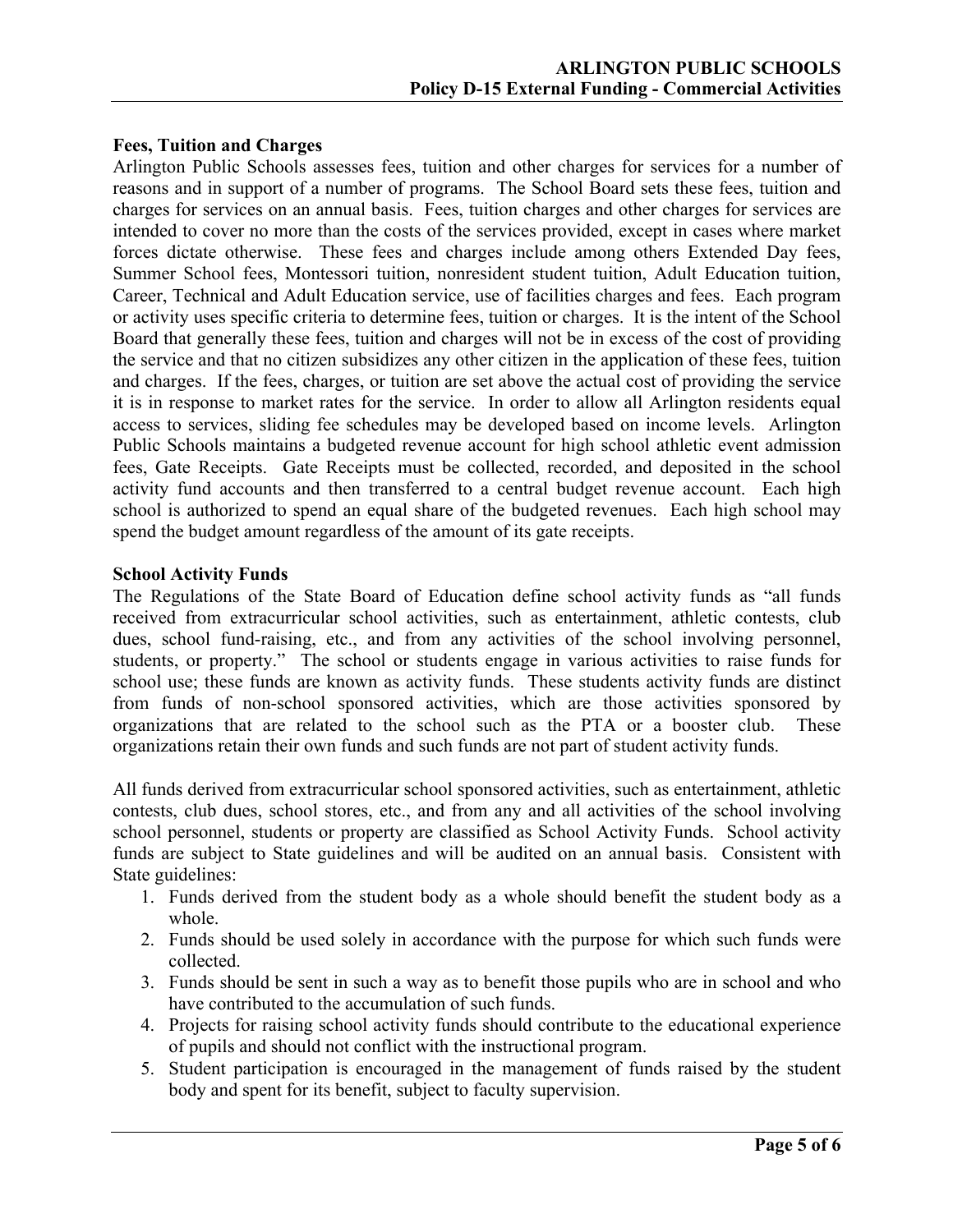### Fees, Tuition and Charges

Arlington Public Schools assesses fees, tuition and other charges for services for a number of reasons and in support of a number of programs. The School Board sets these fees, tuition and charges for services on an annual basis. Fees, tuition charges and other charges for services are intended to cover no more than the costs of the services provided, except in cases where market forces dictate otherwise. These fees and charges include among others Extended Day fees, Summer School fees, Montessori tuition, nonresident student tuition, Adult Education tuition, Career, Technical and Adult Education service, use of facilities charges and fees. Each program or activity uses specific criteria to determine fees, tuition or charges. It is the intent of the School Board that generally these fees, tuition and charges will not be in excess of the cost of providing the service and that no citizen subsidizes any other citizen in the application of these fees, tuition and charges. If the fees, charges, or tuition are set above the actual cost of providing the service it is in response to market rates for the service. In order to allow all Arlington residents equal access to services, sliding fee schedules may be developed based on income levels. Arlington Public Schools maintains a budgeted revenue account for high school athletic event admission fees, Gate Receipts. Gate Receipts must be collected, recorded, and deposited in the school activity fund accounts and then transferred to a central budget revenue account. Each high school is authorized to spend an equal share of the budgeted revenues. Each high school may spend the budget amount regardless of the amount of its gate receipts.

### School Activity Funds

The Regulations of the State Board of Education define school activity funds as "all funds received from extracurricular school activities, such as entertainment, athletic contests, club dues, school fund-raising, etc., and from any activities of the school involving personnel, students, or property." The school or students engage in various activities to raise funds for school use; these funds are known as activity funds. These students activity funds are distinct from funds of non-school sponsored activities, which are those activities sponsored by organizations that are related to the school such as the PTA or a booster club. These organizations retain their own funds and such funds are not part of student activity funds.

All funds derived from extracurricular school sponsored activities, such as entertainment, athletic contests, club dues, school stores, etc., and from any and all activities of the school involving school personnel, students or property are classified as School Activity Funds. School activity funds are subject to State guidelines and will be audited on an annual basis. Consistent with State guidelines:

1. Funds derived from the student body as a whole should benefit the student body as a whole.
2. Funds should be used solely in accordance with the purpose for which such funds were collected.
3. Funds should be sent in such a way as to benefit those pupils who are in school and who have contributed to the accumulation of such funds.
4. Projects for raising school activity funds should contribute to the educational experience of pupils and should not conflict with the instructional program.
5. Student participation is encouraged in the management of funds raised by the student body and spent for its benefit, subject to faculty supervision.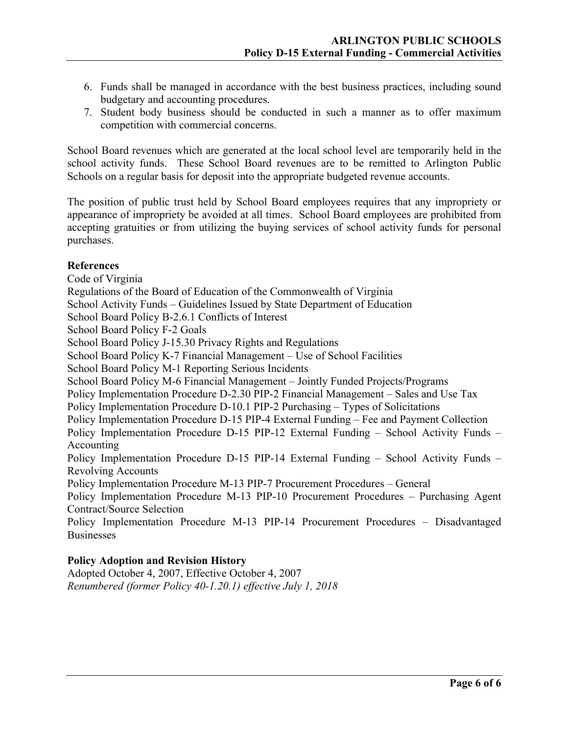6. Funds shall be managed in accordance with the best business practices, including sound budgetary and accounting procedures.
7. Student body business should be conducted in such a manner as to offer maximum competition with commercial concerns.

School Board revenues which are generated at the local school level are temporarily held in the school activity funds. These School Board revenues are to be remitted to Arlington Public Schools on a regular basis for deposit into the appropriate budgeted revenue accounts.

The position of public trust held by School Board employees requires that any impropriety or appearance of impropriety be avoided at all times. School Board employees are prohibited from accepting gratuities or from utilizing the buying services of school activity funds for personal purchases.

**References**

Code of Virginia
Regulations of the Board of Education of the Commonwealth of Virginia
School Activity Funds – Guidelines Issued by State Department of Education
School Board Policy B-2.6.1 Conflicts of Interest
School Board Policy F-2 Goals
School Board Policy J-15.30 Privacy Rights and Regulations
School Board Policy K-7 Financial Management – Use of School Facilities
School Board Policy M-1 Reporting Serious Incidents
School Board Policy M-6 Financial Management – Jointly Funded Projects/Programs
Policy Implementation Procedure D-2.30 PIP-2 Financial Management – Sales and Use Tax
Policy Implementation Procedure D-10.1 PIP-2 Purchasing – Types of Solicitations
Policy Implementation Procedure D-15 PIP-4 External Funding – Fee and Payment Collection
Policy Implementation Procedure D-15 PIP-12 External Funding – School Activity Funds – Accounting
Policy Implementation Procedure D-15 PIP-14 External Funding – School Activity Funds – Revolving Accounts
Policy Implementation Procedure M-13 PIP-7 Procurement Procedures – General
Policy Implementation Procedure M-13 PIP-10 Procurement Procedures – Purchasing Agent Contract/Source Selection
Policy Implementation Procedure M-13 PIP-14 Procurement Procedures – Disadvantaged Businesses

**Policy Adoption and Revision History**

Adopted October 4, 2007, Effective October 4, 2007
*Renumbered (former Policy 40-1.20.1) effective July 1, 2018*